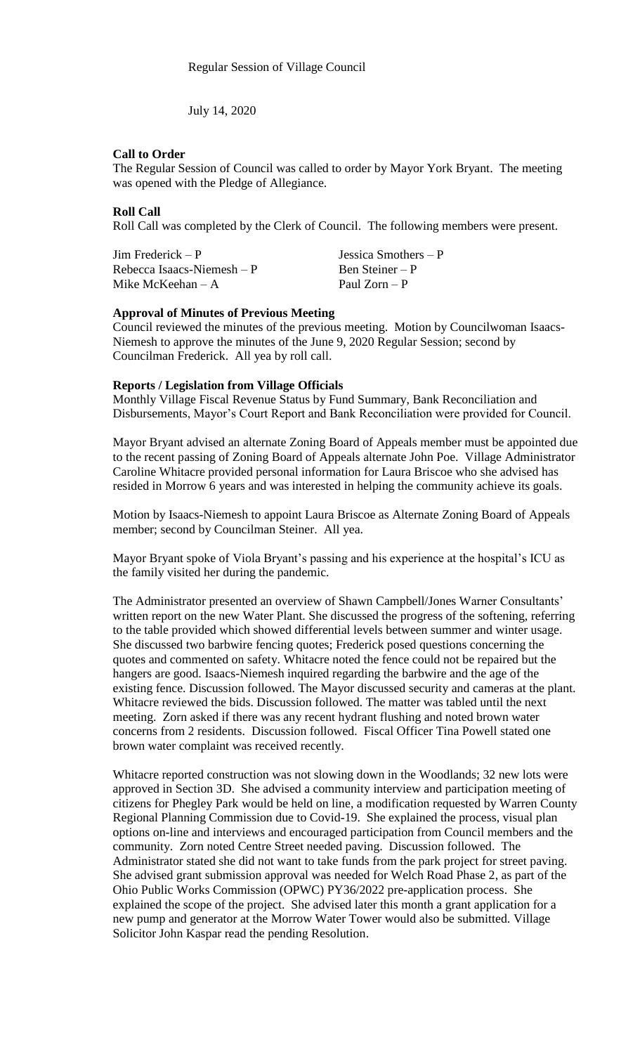Regular Session of Village Council

July 14, 2020

**Call to Order**

The Regular Session of Council was called to order by Mayor York Bryant. The meeting was opened with the Pledge of Allegiance.

**Roll Call**

Roll Call was completed by the Clerk of Council. The following members were present.

| | |
|---|---|
| Jim Frederick – P | Jessica Smothers – P |
| Rebecca Isaacs-Niemesh – P | Ben Steiner – P |
| Mike McKeehan – A | Paul Zorn – P |

**Approval of Minutes of Previous Meeting**

Council reviewed the minutes of the previous meeting. Motion by Councilwoman Isaacs-Niemesh to approve the minutes of the June 9, 2020 Regular Session; second by Councilman Frederick. All yea by roll call.

**Reports / Legislation from Village Officials**

Monthly Village Fiscal Revenue Status by Fund Summary, Bank Reconciliation and Disbursements, Mayor's Court Report and Bank Reconciliation were provided for Council.

Mayor Bryant advised an alternate Zoning Board of Appeals member must be appointed due to the recent passing of Zoning Board of Appeals alternate John Poe. Village Administrator Caroline Whitacre provided personal information for Laura Briscoe who she advised has resided in Morrow 6 years and was interested in helping the community achieve its goals.

Motion by Isaacs-Niemesh to appoint Laura Briscoe as Alternate Zoning Board of Appeals member; second by Councilman Steiner. All yea.

Mayor Bryant spoke of Viola Bryant's passing and his experience at the hospital's ICU as the family visited her during the pandemic.

The Administrator presented an overview of Shawn Campbell/Jones Warner Consultants' written report on the new Water Plant. She discussed the progress of the softening, referring to the table provided which showed differential levels between summer and winter usage. She discussed two barbwire fencing quotes; Frederick posed questions concerning the quotes and commented on safety. Whitacre noted the fence could not be repaired but the hangers are good. Isaacs-Niemesh inquired regarding the barbwire and the age of the existing fence. Discussion followed. The Mayor discussed security and cameras at the plant. Whitacre reviewed the bids. Discussion followed. The matter was tabled until the next meeting. Zorn asked if there was any recent hydrant flushing and noted brown water concerns from 2 residents. Discussion followed. Fiscal Officer Tina Powell stated one brown water complaint was received recently.

Whitacre reported construction was not slowing down in the Woodlands; 32 new lots were approved in Section 3D. She advised a community interview and participation meeting of citizens for Phegley Park would be held on line, a modification requested by Warren County Regional Planning Commission due to Covid-19. She explained the process, visual plan options on-line and interviews and encouraged participation from Council members and the community. Zorn noted Centre Street needed paving. Discussion followed. The Administrator stated she did not want to take funds from the park project for street paving. She advised grant submission approval was needed for Welch Road Phase 2, as part of the Ohio Public Works Commission (OPWC) PY36/2022 pre-application process. She explained the scope of the project. She advised later this month a grant application for a new pump and generator at the Morrow Water Tower would also be submitted. Village Solicitor John Kaspar read the pending Resolution.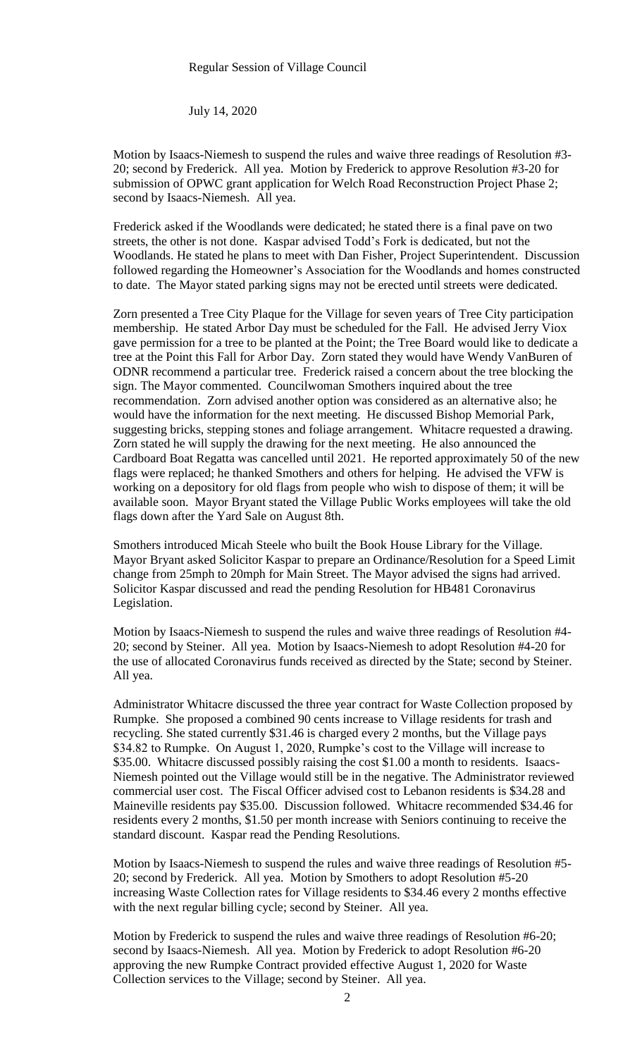Regular Session of Village Council

July 14, 2020

Motion by Isaacs-Niemesh to suspend the rules and waive three readings of Resolution #3-20; second by Frederick. All yea. Motion by Frederick to approve Resolution #3-20 for submission of OPWC grant application for Welch Road Reconstruction Project Phase 2; second by Isaacs-Niemesh. All yea.

Frederick asked if the Woodlands were dedicated; he stated there is a final pave on two streets, the other is not done. Kaspar advised Todd's Fork is dedicated, but not the Woodlands. He stated he plans to meet with Dan Fisher, Project Superintendent. Discussion followed regarding the Homeowner's Association for the Woodlands and homes constructed to date. The Mayor stated parking signs may not be erected until streets were dedicated.

Zorn presented a Tree City Plaque for the Village for seven years of Tree City participation membership. He stated Arbor Day must be scheduled for the Fall. He advised Jerry Viox gave permission for a tree to be planted at the Point; the Tree Board would like to dedicate a tree at the Point this Fall for Arbor Day. Zorn stated they would have Wendy VanBuren of ODNR recommend a particular tree. Frederick raised a concern about the tree blocking the sign. The Mayor commented. Councilwoman Smothers inquired about the tree recommendation. Zorn advised another option was considered as an alternative also; he would have the information for the next meeting. He discussed Bishop Memorial Park, suggesting bricks, stepping stones and foliage arrangement. Whitacre requested a drawing. Zorn stated he will supply the drawing for the next meeting. He also announced the Cardboard Boat Regatta was cancelled until 2021. He reported approximately 50 of the new flags were replaced; he thanked Smothers and others for helping. He advised the VFW is working on a depository for old flags from people who wish to dispose of them; it will be available soon. Mayor Bryant stated the Village Public Works employees will take the old flags down after the Yard Sale on August 8th.

Smothers introduced Micah Steele who built the Book House Library for the Village. Mayor Bryant asked Solicitor Kaspar to prepare an Ordinance/Resolution for a Speed Limit change from 25mph to 20mph for Main Street. The Mayor advised the signs had arrived. Solicitor Kaspar discussed and read the pending Resolution for HB481 Coronavirus Legislation.

Motion by Isaacs-Niemesh to suspend the rules and waive three readings of Resolution #4-20; second by Steiner. All yea. Motion by Isaacs-Niemesh to adopt Resolution #4-20 for the use of allocated Coronavirus funds received as directed by the State; second by Steiner. All yea.

Administrator Whitacre discussed the three year contract for Waste Collection proposed by Rumpke. She proposed a combined 90 cents increase to Village residents for trash and recycling. She stated currently $31.46 is charged every 2 months, but the Village pays $34.82 to Rumpke. On August 1, 2020, Rumpke's cost to the Village will increase to $35.00. Whitacre discussed possibly raising the cost $1.00 a month to residents. Isaacs-Niemesh pointed out the Village would still be in the negative. The Administrator reviewed commercial user cost. The Fiscal Officer advised cost to Lebanon residents is $34.28 and Maineville residents pay $35.00. Discussion followed. Whitacre recommended $34.46 for residents every 2 months, $1.50 per month increase with Seniors continuing to receive the standard discount. Kaspar read the Pending Resolutions.

Motion by Isaacs-Niemesh to suspend the rules and waive three readings of Resolution #5-20; second by Frederick. All yea. Motion by Smothers to adopt Resolution #5-20 increasing Waste Collection rates for Village residents to $34.46 every 2 months effective with the next regular billing cycle; second by Steiner. All yea.

Motion by Frederick to suspend the rules and waive three readings of Resolution #6-20; second by Isaacs-Niemesh. All yea. Motion by Frederick to adopt Resolution #6-20 approving the new Rumpke Contract provided effective August 1, 2020 for Waste Collection services to the Village; second by Steiner. All yea.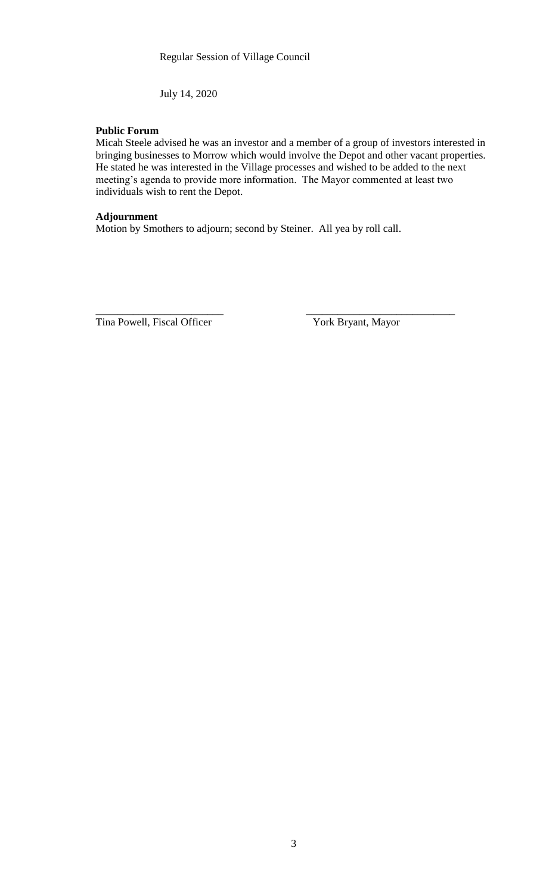Regular Session of Village Council

July 14, 2020

**Public Forum**

Micah Steele advised he was an investor and a member of a group of investors interested in bringing businesses to Morrow which would involve the Depot and other vacant properties. He stated he was interested in the Village processes and wished to be added to the next meeting's agenda to provide more information. The Mayor commented at least two individuals wish to rent the Depot.

**Adjournment**

Motion by Smothers to adjourn; second by Steiner. All yea by roll call.

\_\_\_\_\_\_\_\_\_\_\_\_\_\_\_\_\_\_\_\_\_\_\_\_ \_\_\_\_\_\_\_\_\_\_\_\_\_\_\_\_\_\_\_\_\_\_\_\_\_\_\_\_

Tina Powell, Fiscal Officer York Bryant, Mayor